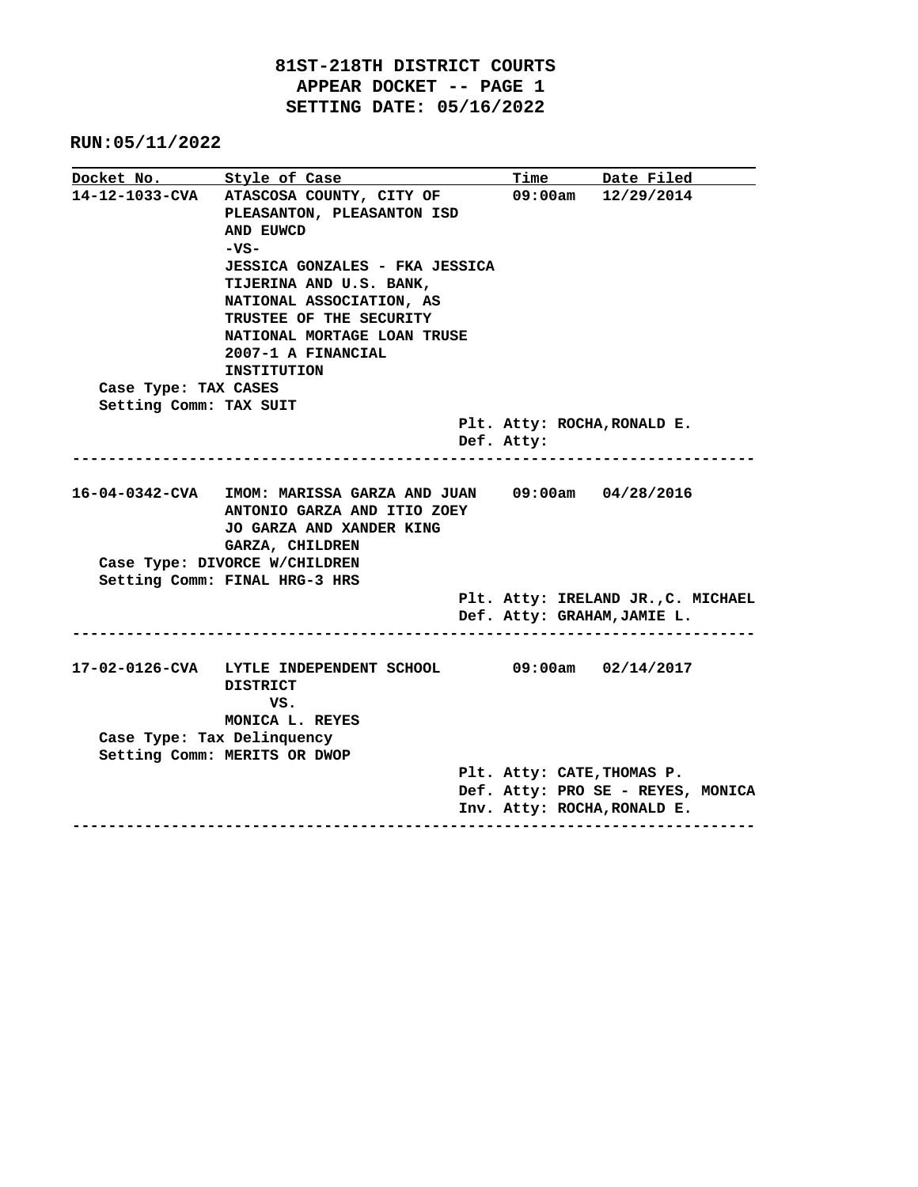**81ST-218TH DISTRICT COURTS**
**APPEAR DOCKET -- PAGE 1**
**SETTING DATE: 05/16/2022**

**RUN:05/11/2022**

| Docket No. | Style of Case | Time | Date Filed |
|---|---|---|---|
| 14-12-1033-CVA | ATASCOSA COUNTY, CITY OF PLEASANTON, PLEASANTON ISD AND EUWCD -VS- JESSICA GONZALES - FKA JESSICA TIJERINA AND U.S. BANK, NATIONAL ASSOCIATION, AS TRUSTEE OF THE SECURITY NATIONAL MORTAGE LOAN TRUSE 2007-1 A FINANCIAL INSTITUTION | 09:00am | 12/29/2014 |

Case Type: TAX CASES
Setting Comm: TAX SUIT
Plt. Atty: ROCHA,RONALD E.
Def. Atty:

---

| Docket No. | Style of Case | Time | Date Filed |
|---|---|---|---|
| 16-04-0342-CVA | IMOM: MARISSA GARZA AND JUAN ANTONIO GARZA AND ITIO ZOEY JO GARZA AND XANDER KING GARZA, CHILDREN | 09:00am | 04/28/2016 |

Case Type: DIVORCE W/CHILDREN
Setting Comm: FINAL HRG-3 HRS
Plt. Atty: IRELAND JR.,C. MICHAEL
Def. Atty: GRAHAM,JAMIE L.

---

| Docket No. | Style of Case | Time | Date Filed |
|---|---|---|---|
| 17-02-0126-CVA | LYTLE INDEPENDENT SCHOOL DISTRICT VS. MONICA L. REYES | 09:00am | 02/14/2017 |

Case Type: Tax Delinquency
Setting Comm: MERITS OR DWOP
Plt. Atty: CATE,THOMAS P.
Def. Atty: PRO SE - REYES, MONICA
Inv. Atty: ROCHA,RONALD E.

---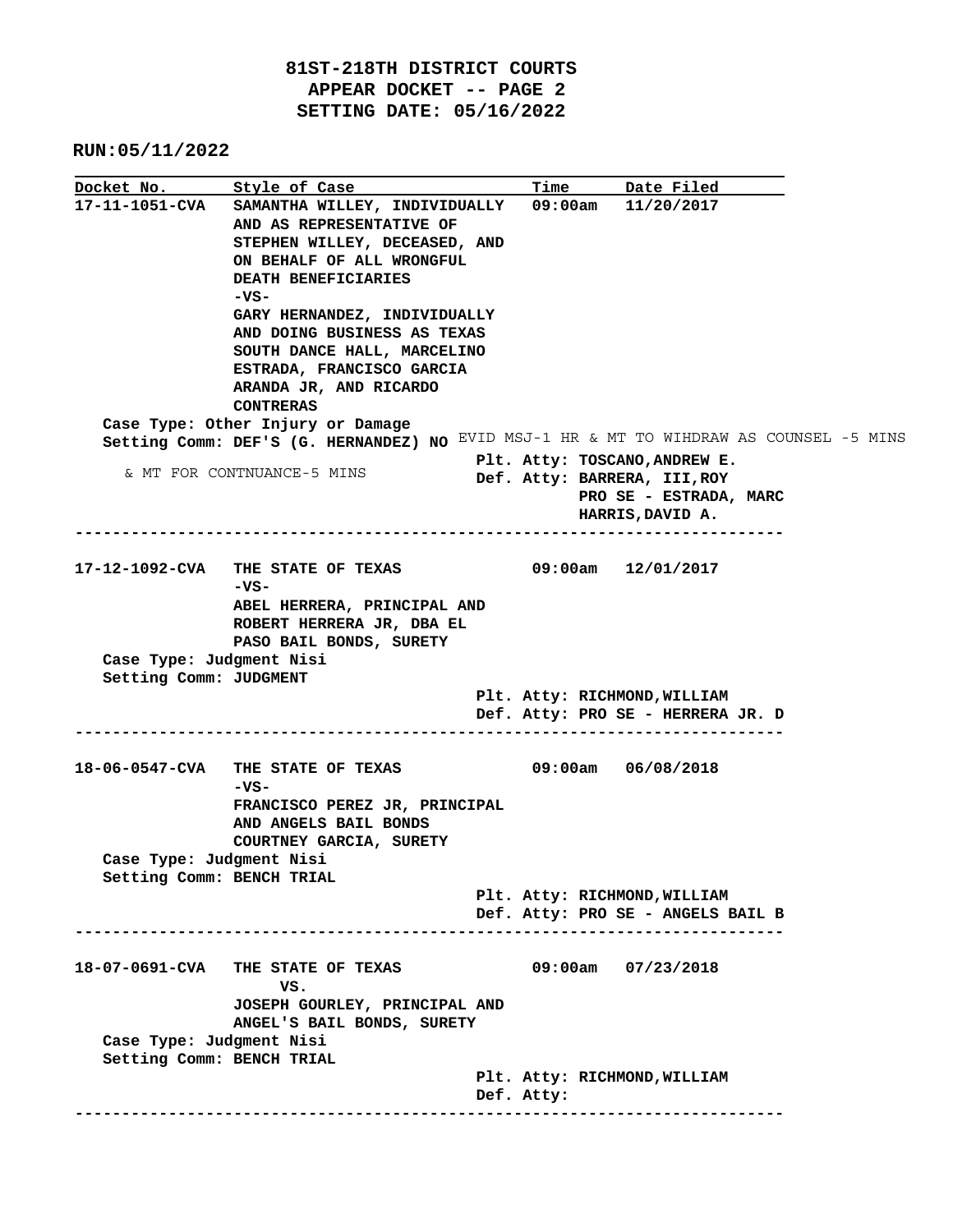**81ST-218TH DISTRICT COURTS**
**APPEAR DOCKET -- PAGE 2**
**SETTING DATE: 05/16/2022**

**RUN:05/11/2022**

| Docket No. | Style of Case | Time | Date Filed |
|---|---|---|---|
| 17-11-1051-CVA | SAMANTHA WILLEY, INDIVIDUALLY AND AS REPRESENTATIVE OF STEPHEN WILLEY, DECEASED, AND ON BEHALF OF ALL WRONGFUL DEATH BENEFICIARIES -VS- GARY HERNANDEZ, INDIVIDUALLY AND DOING BUSINESS AS TEXAS SOUTH DANCE HALL, MARCELINO ESTRADA, FRANCISCO GARCIA ARANDA JR, AND RICARDO CONTRERAS | 09:00am | 11/20/2017 |

Case Type: Other Injury or Damage
Setting Comm: DEF'S (G. HERNANDEZ) NO EVID MSJ-1 HR & MT TO WIHDRAW AS COUNSEL -5 MINS & MT FOR CONTNUANCE-5 MINS

Plt. Atty: TOSCANO,ANDREW E.
Def. Atty: BARRERA, III,ROY
PRO SE - ESTRADA, MARC
HARRIS,DAVID A.

---

| Docket No. | Style of Case | Time | Date Filed |
|---|---|---|---|
| 17-12-1092-CVA | THE STATE OF TEXAS -VS- ABEL HERRERA, PRINCIPAL AND ROBERT HERRERA JR, DBA EL PASO BAIL BONDS, SURETY | 09:00am | 12/01/2017 |

Case Type: Judgment Nisi
Setting Comm: JUDGMENT

Plt. Atty: RICHMOND,WILLIAM
Def. Atty: PRO SE - HERRERA JR. D

---

| Docket No. | Style of Case | Time | Date Filed |
|---|---|---|---|
| 18-06-0547-CVA | THE STATE OF TEXAS -VS- FRANCISCO PEREZ JR, PRINCIPAL AND ANGELS BAIL BONDS COURTNEY GARCIA, SURETY | 09:00am | 06/08/2018 |

Case Type: Judgment Nisi
Setting Comm: BENCH TRIAL

Plt. Atty: RICHMOND,WILLIAM
Def. Atty: PRO SE - ANGELS BAIL B

---

| Docket No. | Style of Case | Time | Date Filed |
|---|---|---|---|
| 18-07-0691-CVA | THE STATE OF TEXAS VS. JOSEPH GOURLEY, PRINCIPAL AND ANGEL'S BAIL BONDS, SURETY | 09:00am | 07/23/2018 |

Case Type: Judgment Nisi
Setting Comm: BENCH TRIAL

Plt. Atty: RICHMOND,WILLIAM
Def. Atty:

---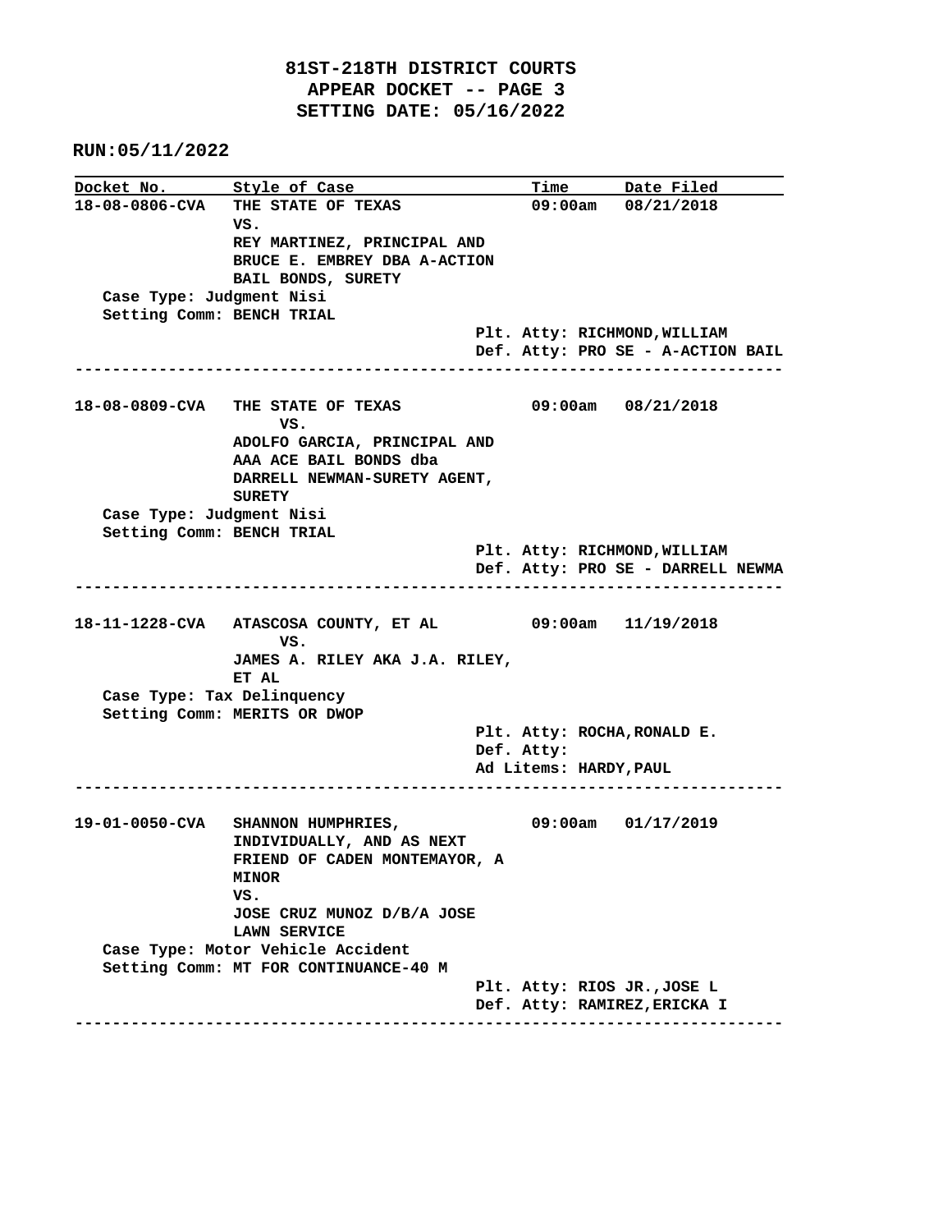**81ST-218TH DISTRICT COURTS**
**APPEAR DOCKET -- PAGE 3**
**SETTING DATE: 05/16/2022**

**RUN:05/11/2022**

| Docket No. | Style of Case | Time | Date Filed |
|---|---|---|---|
| 18-08-0806-CVA | THE STATE OF TEXAS VS. REY MARTINEZ, PRINCIPAL AND BRUCE E. EMBREY DBA A-ACTION BAIL BONDS, SURETY | 09:00am | 08/21/2018 |

Case Type: Judgment Nisi
Setting Comm: BENCH TRIAL
Plt. Atty: RICHMOND,WILLIAM
Def. Atty: PRO SE - A-ACTION BAIL

---

| Docket No. | Style of Case | Time | Date Filed |
|---|---|---|---|
| 18-08-0809-CVA | THE STATE OF TEXAS VS. ADOLFO GARCIA, PRINCIPAL AND AAA ACE BAIL BONDS dba DARRELL NEWMAN-SURETY AGENT, SURETY | 09:00am | 08/21/2018 |

Case Type: Judgment Nisi
Setting Comm: BENCH TRIAL
Plt. Atty: RICHMOND,WILLIAM
Def. Atty: PRO SE - DARRELL NEWMA

---

| Docket No. | Style of Case | Time | Date Filed |
|---|---|---|---|
| 18-11-1228-CVA | ATASCOSA COUNTY, ET AL VS. JAMES A. RILEY AKA J.A. RILEY, ET AL | 09:00am | 11/19/2018 |

Case Type: Tax Delinquency
Setting Comm: MERITS OR DWOP
Plt. Atty: ROCHA,RONALD E.
Def. Atty:
Ad Litems: HARDY,PAUL

---

| Docket No. | Style of Case | Time | Date Filed |
|---|---|---|---|
| 19-01-0050-CVA | SHANNON HUMPHRIES, INDIVIDUALLY, AND AS NEXT FRIEND OF CADEN MONTEMAYOR, A MINOR VS. JOSE CRUZ MUNOZ D/B/A JOSE LAWN SERVICE | 09:00am | 01/17/2019 |

Case Type: Motor Vehicle Accident
Setting Comm: MT FOR CONTINUANCE-40 M
Plt. Atty: RIOS JR.,JOSE L
Def. Atty: RAMIREZ,ERICKA I

---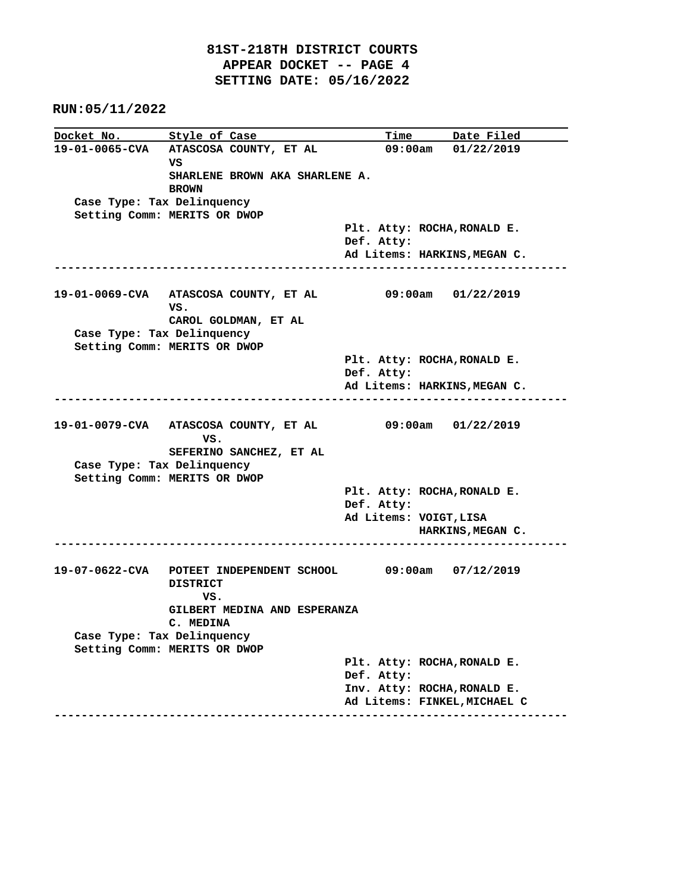# 81ST-218TH DISTRICT COURTS
## APPEAR DOCKET -- PAGE 4
## SETTING DATE: 05/16/2022

**RUN:05/11/2022**

| Docket No. | Style of Case | Time | Date Filed |
|---|---|---|---|
| 19-01-0065-CVA | ATASCOSA COUNTY, ET AL VS SHARLENE BROWN AKA SHARLENE A. BROWN | 09:00am | 01/22/2019 |

Case Type: Tax Delinquency
Setting Comm: MERITS OR DWOP

Plt. Atty: ROCHA,RONALD E.
Def. Atty:
Ad Litems: HARKINS,MEGAN C.

---

| Docket No. | Style of Case | Time | Date Filed |
|---|---|---|---|
| 19-01-0069-CVA | ATASCOSA COUNTY, ET AL VS. CAROL GOLDMAN, ET AL | 09:00am | 01/22/2019 |

Case Type: Tax Delinquency
Setting Comm: MERITS OR DWOP

Plt. Atty: ROCHA,RONALD E.
Def. Atty:
Ad Litems: HARKINS,MEGAN C.

---

| Docket No. | Style of Case | Time | Date Filed |
|---|---|---|---|
| 19-01-0079-CVA | ATASCOSA COUNTY, ET AL VS. SEFERINO SANCHEZ, ET AL | 09:00am | 01/22/2019 |

Case Type: Tax Delinquency
Setting Comm: MERITS OR DWOP

Plt. Atty: ROCHA,RONALD E.
Def. Atty:
Ad Litems: VOIGT,LISA
HARKINS,MEGAN C.

---

| Docket No. | Style of Case | Time | Date Filed |
|---|---|---|---|
| 19-07-0622-CVA | POTEET INDEPENDENT SCHOOL DISTRICT VS. GILBERT MEDINA AND ESPERANZA C. MEDINA | 09:00am | 07/12/2019 |

Case Type: Tax Delinquency
Setting Comm: MERITS OR DWOP

Plt. Atty: ROCHA,RONALD E.
Def. Atty:
Inv. Atty: ROCHA,RONALD E.
Ad Litems: FINKEL,MICHAEL C

---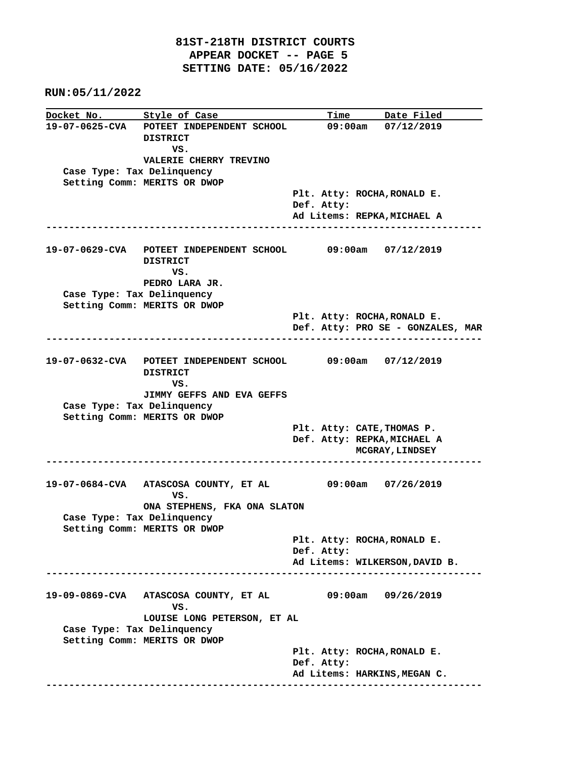# 81ST-218TH DISTRICT COURTS
## APPEAR DOCKET -- PAGE 5
## SETTING DATE: 05/16/2022

**RUN:05/11/2022**

| Docket No. | Style of Case | Time | Date Filed |
|---|---|---|---|

**19-07-0625-CVA** POTEET INDEPENDENT SCHOOL DISTRICT VS. VALERIE CHERRY TREVINO — 09:00am — 07/12/2019

Case Type: Tax Delinquency
Setting Comm: MERITS OR DWOP

Plt. Atty: ROCHA,RONALD E.
Def. Atty:
Ad Litems: REPKA,MICHAEL A

---

**19-07-0629-CVA** POTEET INDEPENDENT SCHOOL DISTRICT VS. PEDRO LARA JR. — 09:00am — 07/12/2019

Case Type: Tax Delinquency
Setting Comm: MERITS OR DWOP

Plt. Atty: ROCHA,RONALD E.
Def. Atty: PRO SE - GONZALES, MAR

---

**19-07-0632-CVA** POTEET INDEPENDENT SCHOOL DISTRICT VS. JIMMY GEFFS AND EVA GEFFS — 09:00am — 07/12/2019

Case Type: Tax Delinquency
Setting Comm: MERITS OR DWOP

Plt. Atty: CATE,THOMAS P.
Def. Atty: REPKA,MICHAEL A
MCGRAY,LINDSEY

---

**19-07-0684-CVA** ATASCOSA COUNTY, ET AL VS. ONA STEPHENS, FKA ONA SLATON — 09:00am — 07/26/2019

Case Type: Tax Delinquency
Setting Comm: MERITS OR DWOP

Plt. Atty: ROCHA,RONALD E.
Def. Atty:
Ad Litems: WILKERSON,DAVID B.

---

**19-09-0869-CVA** ATASCOSA COUNTY, ET AL VS. LOUISE LONG PETERSON, ET AL — 09:00am — 09/26/2019

Case Type: Tax Delinquency
Setting Comm: MERITS OR DWOP

Plt. Atty: ROCHA,RONALD E.
Def. Atty:
Ad Litems: HARKINS,MEGAN C.

---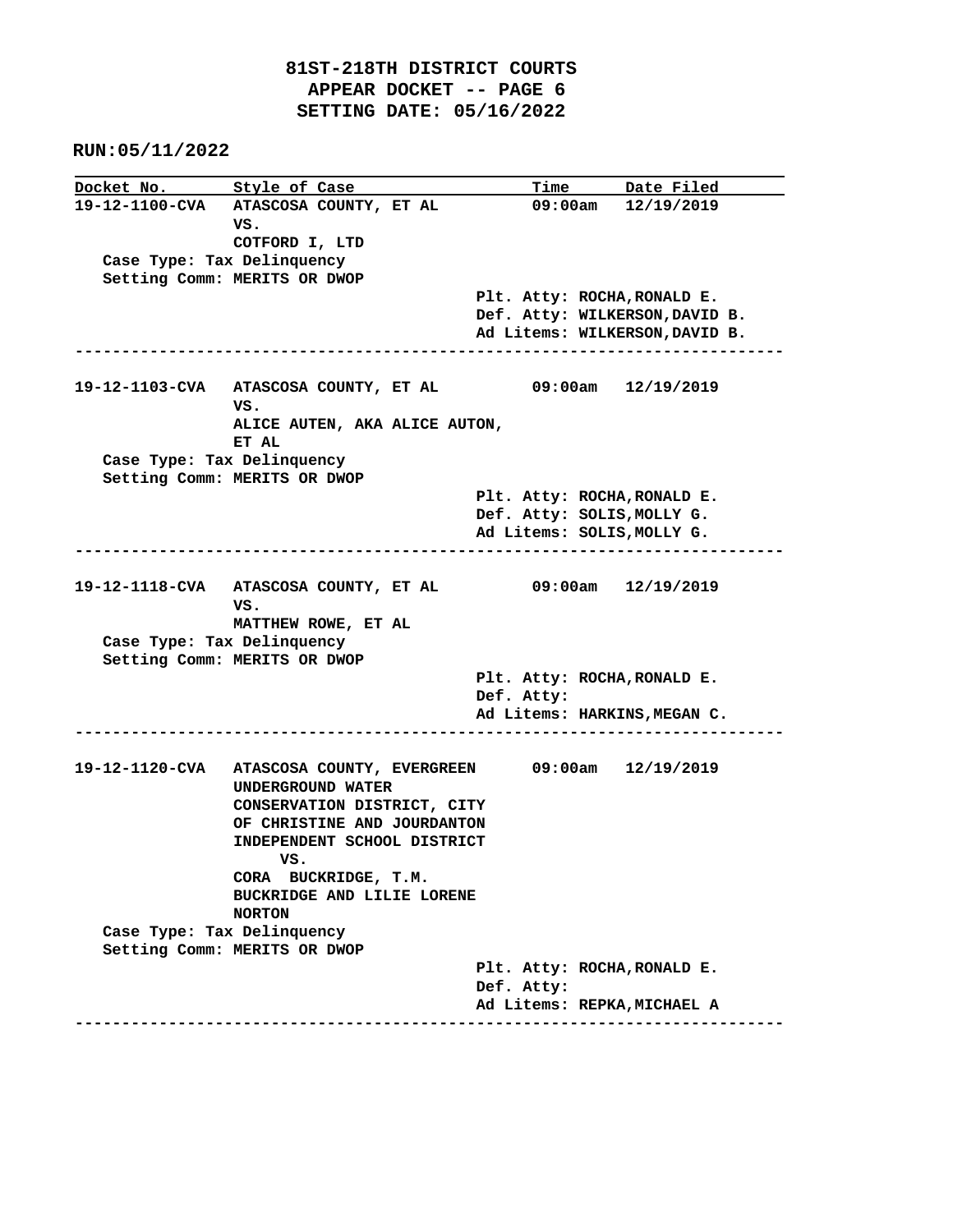# 81ST-218TH DISTRICT COURTS
## APPEAR DOCKET -- PAGE 6
## SETTING DATE: 05/16/2022

**RUN:05/11/2022**

| Docket No. | Style of Case | Time | Date Filed |
|---|---|---|---|
| **19-12-1100-CVA** | **ATASCOSA COUNTY, ET AL VS. COTFORD I, LTD** | **09:00am** | **12/19/2019** |

**Case Type: Tax Delinquency**
**Setting Comm: MERITS OR DWOP**

**Plt. Atty: ROCHA,RONALD E.**
**Def. Atty: WILKERSON,DAVID B.**
**Ad Litems: WILKERSON,DAVID B.**

---

| Docket No. | Style of Case | Time | Date Filed |
|---|---|---|---|
| **19-12-1103-CVA** | **ATASCOSA COUNTY, ET AL VS. ALICE AUTEN, AKA ALICE AUTON, ET AL** | **09:00am** | **12/19/2019** |

**Case Type: Tax Delinquency**
**Setting Comm: MERITS OR DWOP**

**Plt. Atty: ROCHA,RONALD E.**
**Def. Atty: SOLIS,MOLLY G.**
**Ad Litems: SOLIS,MOLLY G.**

---

| Docket No. | Style of Case | Time | Date Filed |
|---|---|---|---|
| **19-12-1118-CVA** | **ATASCOSA COUNTY, ET AL VS. MATTHEW ROWE, ET AL** | **09:00am** | **12/19/2019** |

**Case Type: Tax Delinquency**
**Setting Comm: MERITS OR DWOP**

**Plt. Atty: ROCHA,RONALD E.**
**Def. Atty:**
**Ad Litems: HARKINS,MEGAN C.**

---

| Docket No. | Style of Case | Time | Date Filed |
|---|---|---|---|
| **19-12-1120-CVA** | **ATASCOSA COUNTY, EVERGREEN UNDERGROUND WATER CONSERVATION DISTRICT, CITY OF CHRISTINE AND JOURDANTON INDEPENDENT SCHOOL DISTRICT VS. CORA BUCKRIDGE, T.M. BUCKRIDGE AND LILIE LORENE NORTON** | **09:00am** | **12/19/2019** |

**Case Type: Tax Delinquency**
**Setting Comm: MERITS OR DWOP**

**Plt. Atty: ROCHA,RONALD E.**
**Def. Atty:**
**Ad Litems: REPKA,MICHAEL A**

---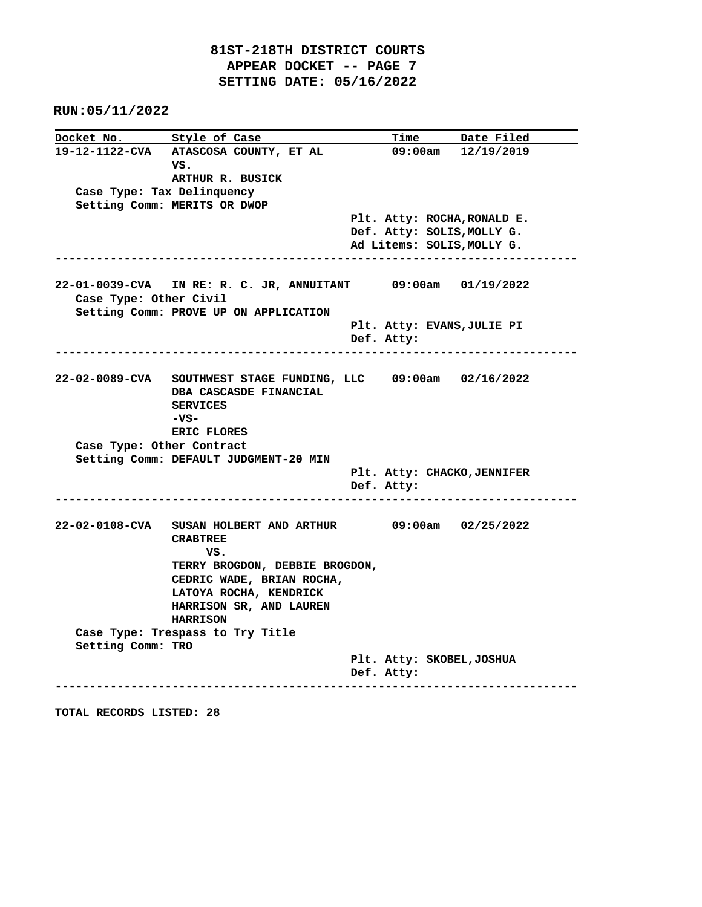**81ST-218TH DISTRICT COURTS**
**APPEAR DOCKET -- PAGE 7**
**SETTING DATE: 05/16/2022**

**RUN:05/11/2022**

| Docket No. | Style of Case | Time | Date Filed |
| --- | --- | --- | --- |
| 19-12-1122-CVA | ATASCOSA COUNTY, ET AL VS. ARTHUR R. BUSICK | 09:00am | 12/19/2019 |

Case Type: Tax Delinquency
Setting Comm: MERITS OR DWOP
Plt. Atty: ROCHA,RONALD E.
Def. Atty: SOLIS,MOLLY G.
Ad Litems: SOLIS,MOLLY G.

---

| Docket No. | Style of Case | Time | Date Filed |
| --- | --- | --- | --- |
| 22-01-0039-CVA | IN RE: R. C. JR, ANNUITANT | 09:00am | 01/19/2022 |

Case Type: Other Civil
Setting Comm: PROVE UP ON APPLICATION
Plt. Atty: EVANS,JULIE PI
Def. Atty:

---

| Docket No. | Style of Case | Time | Date Filed |
| --- | --- | --- | --- |
| 22-02-0089-CVA | SOUTHWEST STAGE FUNDING, LLC DBA CASCASDE FINANCIAL SERVICES -VS- ERIC FLORES | 09:00am | 02/16/2022 |

Case Type: Other Contract
Setting Comm: DEFAULT JUDGMENT-20 MIN
Plt. Atty: CHACKO,JENNIFER
Def. Atty:

---

| Docket No. | Style of Case | Time | Date Filed |
| --- | --- | --- | --- |
| 22-02-0108-CVA | SUSAN HOLBERT AND ARTHUR CRABTREE VS. TERRY BROGDON, DEBBIE BROGDON, CEDRIC WADE, BRIAN ROCHA, LATOYA ROCHA, KENDRICK HARRISON SR, AND LAUREN HARRISON | 09:00am | 02/25/2022 |

Case Type: Trespass to Try Title
Setting Comm: TRO
Plt. Atty: SKOBEL,JOSHUA
Def. Atty:

---

**TOTAL RECORDS LISTED: 28**